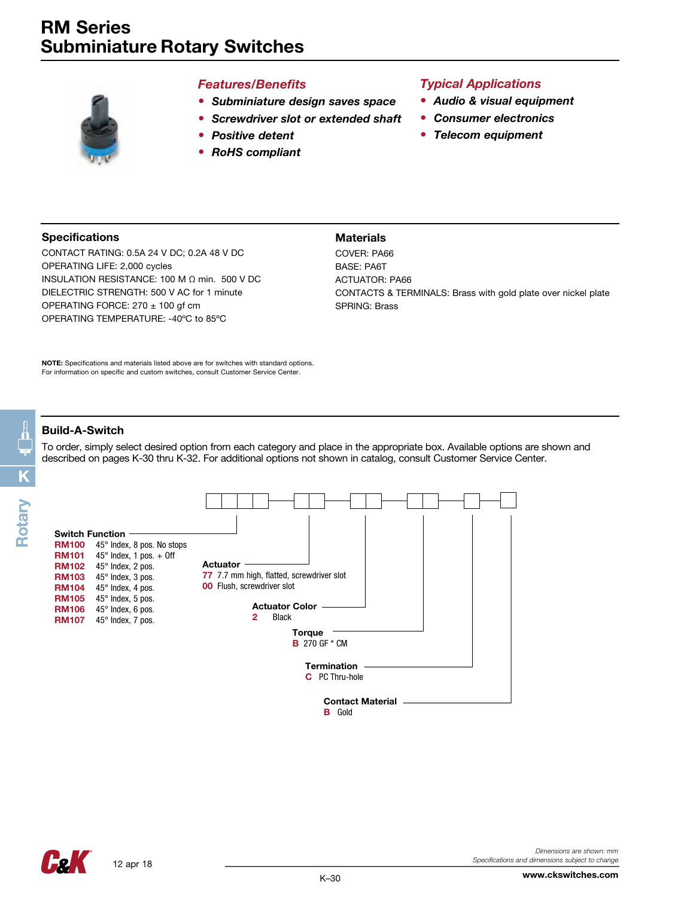# RM Series
# Subminiature Rotary Switches

### *Features/Benefits*

- ***Subminiature design saves space***
- ***Screwdriver slot or extended shaft***
- ***Positive detent***
- ***RoHS compliant***

### *Typical Applications*

- ***Audio & visual equipment***
- ***Consumer electronics***
- ***Telecom equipment***

## Specifications

CONTACT RATING: 0.5A 24 V DC; 0.2A 48 V DC
OPERATING LIFE: 2,000 cycles
INSULATION RESISTANCE: 100 M Ω min. 500 V DC
DIELECTRIC STRENGTH: 500 V AC for 1 minute
OPERATING FORCE: 270 ± 100 gf cm
OPERATING TEMPERATURE: -40ºC to 85ºC

## Materials

COVER: PA66
BASE: PA6T
ACTUATOR: PA66
CONTACTS & TERMINALS: Brass with gold plate over nickel plate
SPRING: Brass

**NOTE:** Specifications and materials listed above are for switches with standard options.
For information on specific and custom switches, consult Customer Service Center.

## Build-A-Switch

To order, simply select desired option from each category and place in the appropriate box. Available options are shown and described on pages K-30 thru K-32. For additional options not shown in catalog, consult Customer Service Center.

**Switch Function**

| Code | Description |
|---|---|
| RM100 | 45° Index, 8 pos. No stops |
| RM101 | 45° Index, 1 pos. + Off |
| RM102 | 45° Index, 2 pos. |
| RM103 | 45° Index, 3 pos. |
| RM104 | 45° Index, 4 pos. |
| RM105 | 45° Index, 5 pos. |
| RM106 | 45° Index, 6 pos. |
| RM107 | 45° Index, 7 pos. |

**Actuator**

| Code | Description |
|---|---|
| 77 | 7.7 mm high, flatted, screwdriver slot |
| 00 | Flush, screwdriver slot |

**Actuator Color**

| Code | Description |
|---|---|
| 2 | Black |

**Torque**

| Code | Description |
|---|---|
| B | 270 GF * CM |

**Termination**

| Code | Description |
|---|---|
| C | PC Thru-hole |

**Contact Material**

| Code | Description |
|---|---|
| B | Gold |

12 apr 18

*Dimensions are shown: mm*
*Specifications and dimensions subject to change*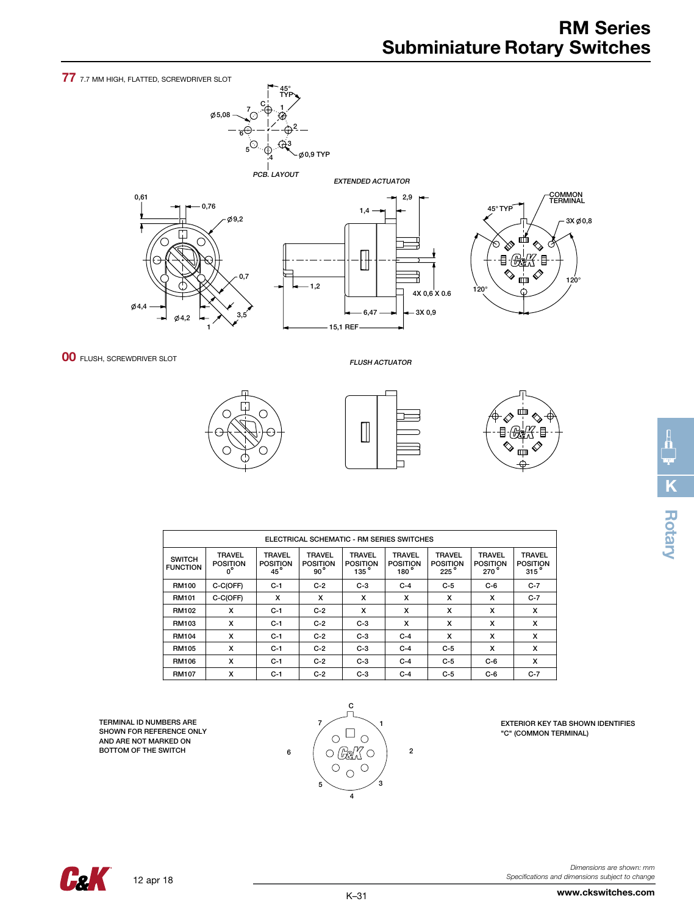# RM Series
# Subminiature Rotary Switches

**77** 7.7 MM HIGH, FLATTED, SCREWDRIVER SLOT

PCB. LAYOUT

EXTENDED ACTUATOR

**00** FLUSH, SCREWDRIVER SLOT

FLUSH ACTUATOR

| ELECTRICAL SCHEMATIC - RM SERIES SWITCHES | | | | | | | | |
|---|---|---|---|---|---|---|---|---|
| SWITCH FUNCTION | TRAVEL POSITION 0° | TRAVEL POSITION 45° | TRAVEL POSITION 90° | TRAVEL POSITION 135° | TRAVEL POSITION 180° | TRAVEL POSITION 225° | TRAVEL POSITION 270° | TRAVEL POSITION 315° |
| RM100 | C-C(OFF) | C-1 | C-2 | C-3 | C-4 | C-5 | C-6 | C-7 |
| RM101 | C-C(OFF) | X | X | X | X | X | X | C-7 |
| RM102 | X | C-1 | C-2 | X | X | X | X | X |
| RM103 | X | C-1 | C-2 | C-3 | X | X | X | X |
| RM104 | X | C-1 | C-2 | C-3 | C-4 | X | X | X |
| RM105 | X | C-1 | C-2 | C-3 | C-4 | C-5 | X | X |
| RM106 | X | C-1 | C-2 | C-3 | C-4 | C-5 | C-6 | X |
| RM107 | X | C-1 | C-2 | C-3 | C-4 | C-5 | C-6 | C-7 |

TERMINAL ID NUMBERS ARE SHOWN FOR REFERENCE ONLY AND ARE NOT MARKED ON BOTTOM OF THE SWITCH

EXTERIOR KEY TAB SHOWN IDENTIFIES "C" (COMMON TERMINAL)

*Dimensions are shown: mm*
*Specifications and dimensions subject to change*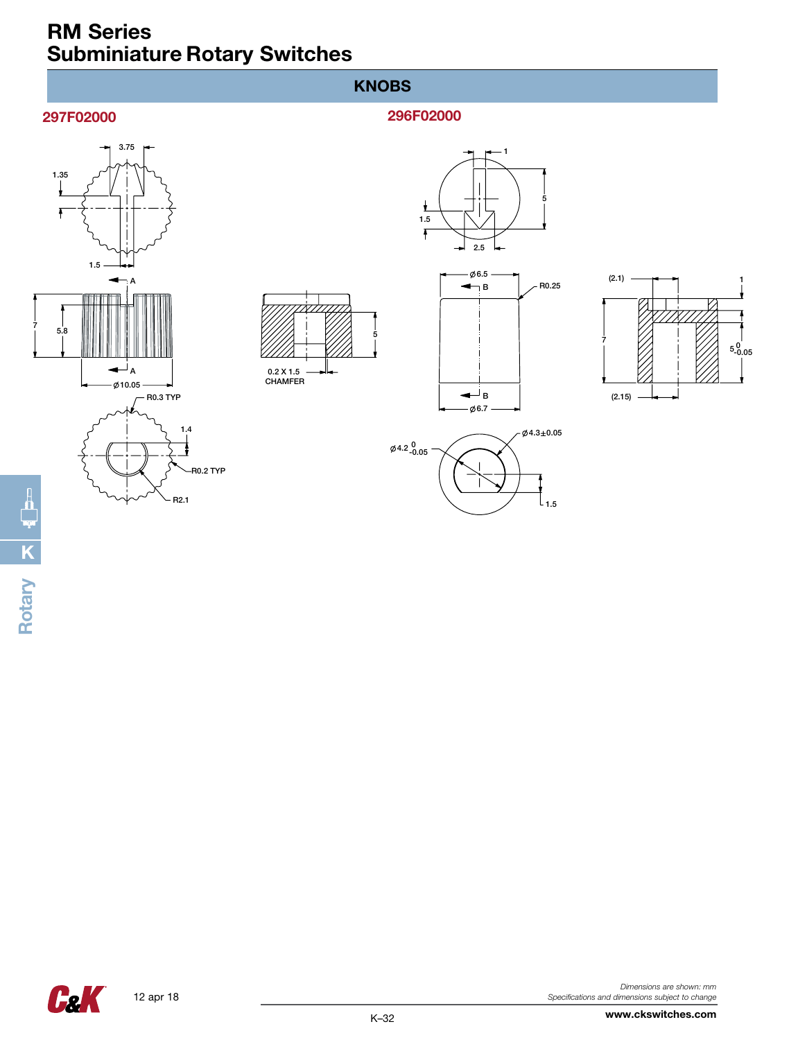# RM Series
# Subminiature Rotary Switches

## KNOBS

### 297F02000

3.75
1.35
1.5
A
7
5.8
A
Ø10.05
0.2 X 1.5
CHAMFER
5
R0.3 TYP
1.4
R0.2 TYP
R2.1

### 296F02000

1
5
1.5
2.5
Ø6.5
B
R0.25
B
Ø6.7
(2.1)
1
7
$5^{0}_{-0.05}$
(2.15)
Ø4.2 $^{0}_{-0.05}$
Ø4.3±0.05
1.5

*Dimensions are shown: mm*
*Specifications and dimensions subject to change*

12 apr 18

www.ckswitches.com